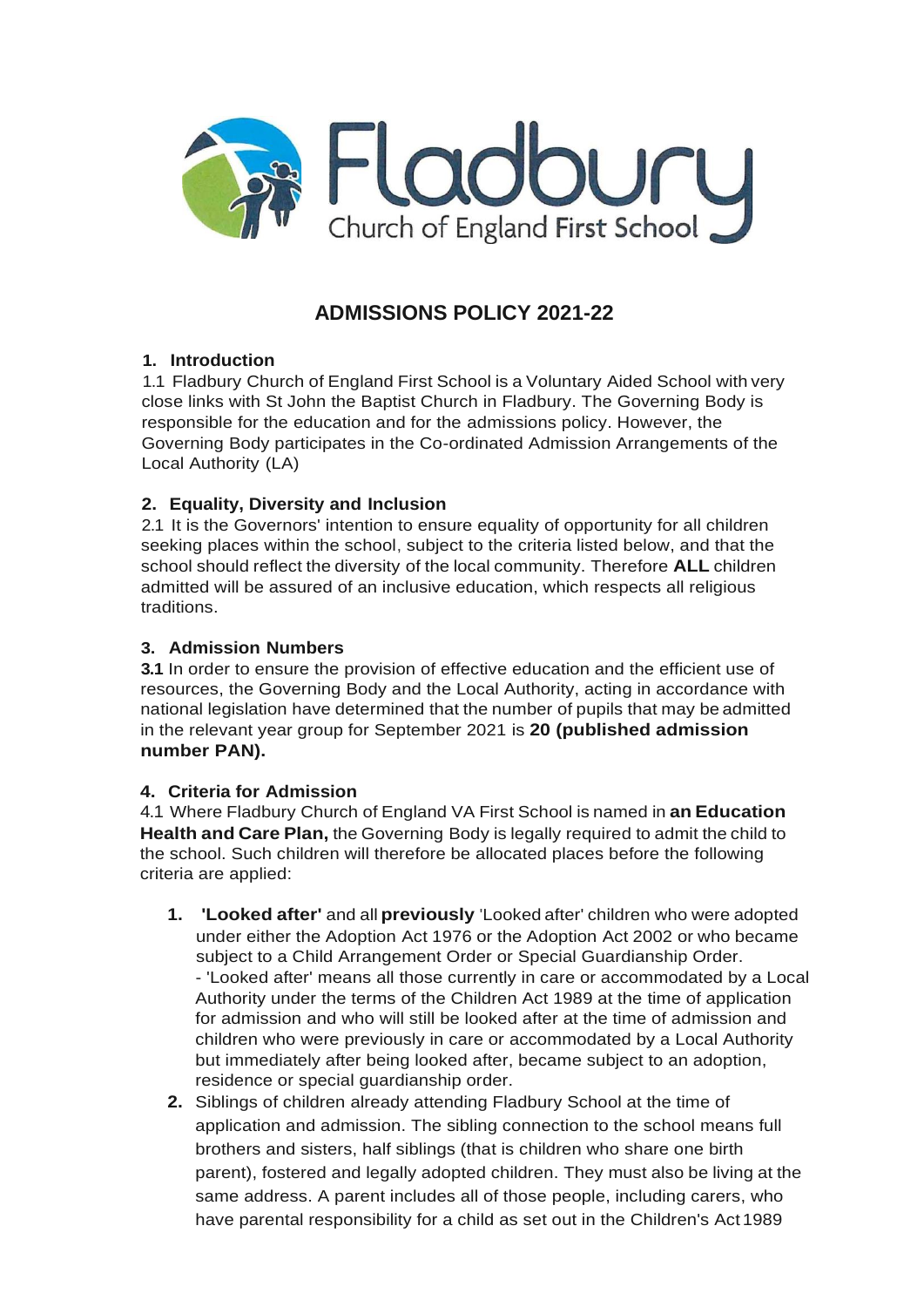Fladbury Church of England First School

# ADMISSIONS POLICY 2021-22

## 1. Introduction

1.1 Fladbury Church of England First School is a Voluntary Aided School with very close links with St John the Baptist Church in Fladbury. The Governing Body is responsible for the education and for the admissions policy. However, the Governing Body participates in the Co-ordinated Admission Arrangements of the Local Authority (LA)

## 2. Equality, Diversity and Inclusion

2.1 It is the Governors' intention to ensure equality of opportunity for all children seeking places within the school, subject to the criteria listed below, and that the school should reflect the diversity of the local community. Therefore **ALL** children admitted will be assured of an inclusive education, which respects all religious traditions.

## 3. Admission Numbers

**3.1** In order to ensure the provision of effective education and the efficient use of resources, the Governing Body and the Local Authority, acting in accordance with national legislation have determined that the number of pupils that may be admitted in the relevant year group for September 2021 is **20 (published admission number PAN).**

## 4. Criteria for Admission

4.1 Where Fladbury Church of England VA First School is named in **an Education Health and Care Plan,** the Governing Body is legally required to admit the child to the school. Such children will therefore be allocated places before the following criteria are applied:

1. **'Looked after'** and all **previously** 'Looked after' children who were adopted under either the Adoption Act 1976 or the Adoption Act 2002 or who became subject to a Child Arrangement Order or Special Guardianship Order.
   - 'Looked after' means all those currently in care or accommodated by a Local Authority under the terms of the Children Act 1989 at the time of application for admission and who will still be looked after at the time of admission and children who were previously in care or accommodated by a Local Authority but immediately after being looked after, became subject to an adoption, residence or special guardianship order.
2. Siblings of children already attending Fladbury School at the time of application and admission. The sibling connection to the school means full brothers and sisters, half siblings (that is children who share one birth parent), fostered and legally adopted children. They must also be living at the same address. A parent includes all of those people, including carers, who have parental responsibility for a child as set out in the Children's Act 1989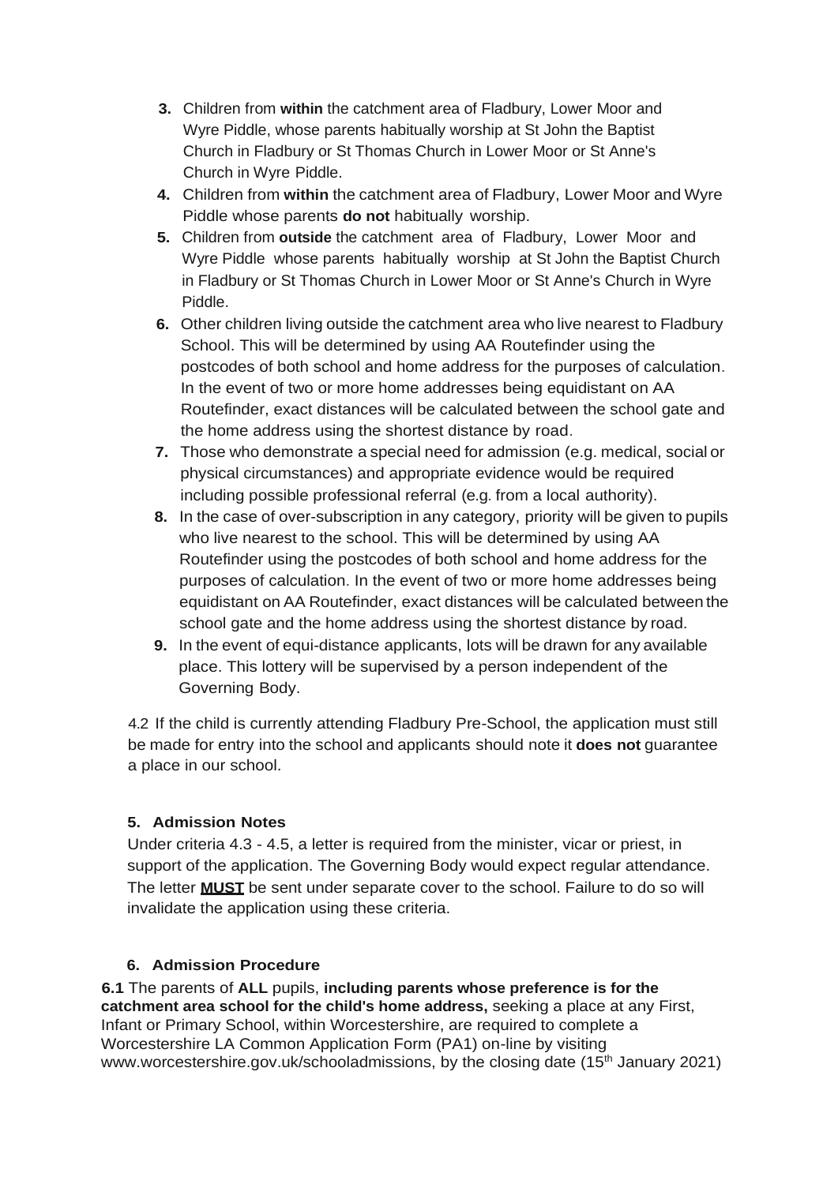3. Children from **within** the catchment area of Fladbury, Lower Moor and Wyre Piddle, whose parents habitually worship at St John the Baptist Church in Fladbury or St Thomas Church in Lower Moor or St Anne's Church in Wyre Piddle.
4. Children from **within** the catchment area of Fladbury, Lower Moor and Wyre Piddle whose parents **do not** habitually worship.
5. Children from **outside** the catchment area of Fladbury, Lower Moor and Wyre Piddle whose parents habitually worship at St John the Baptist Church in Fladbury or St Thomas Church in Lower Moor or St Anne's Church in Wyre Piddle.
6. Other children living outside the catchment area who live nearest to Fladbury School. This will be determined by using AA Routefinder using the postcodes of both school and home address for the purposes of calculation. In the event of two or more home addresses being equidistant on AA Routefinder, exact distances will be calculated between the school gate and the home address using the shortest distance by road.
7. Those who demonstrate a special need for admission (e.g. medical, social or physical circumstances) and appropriate evidence would be required including possible professional referral (e.g. from a local authority).
8. In the case of over-subscription in any category, priority will be given to pupils who live nearest to the school. This will be determined by using AA Routefinder using the postcodes of both school and home address for the purposes of calculation. In the event of two or more home addresses being equidistant on AA Routefinder, exact distances will be calculated between the school gate and the home address using the shortest distance by road.
9. In the event of equi-distance applicants, lots will be drawn for any available place. This lottery will be supervised by a person independent of the Governing Body.

4.2 If the child is currently attending Fladbury Pre-School, the application must still be made for entry into the school and applicants should note it **does not** guarantee a place in our school.

### 5. Admission Notes

Under criteria 4.3 - 4.5, a letter is required from the minister, vicar or priest, in support of the application. The Governing Body would expect regular attendance. The letter **MUST** be sent under separate cover to the school. Failure to do so will invalidate the application using these criteria.

### 6. Admission Procedure

**6.1** The parents of **ALL** pupils, **including parents whose preference is for the catchment area school for the child's home address,** seeking a place at any First, Infant or Primary School, within Worcestershire, are required to complete a Worcestershire LA Common Application Form (PA1) on-line by visiting www.worcestershire.gov.uk/schooladmissions, by the closing date (15th January 2021)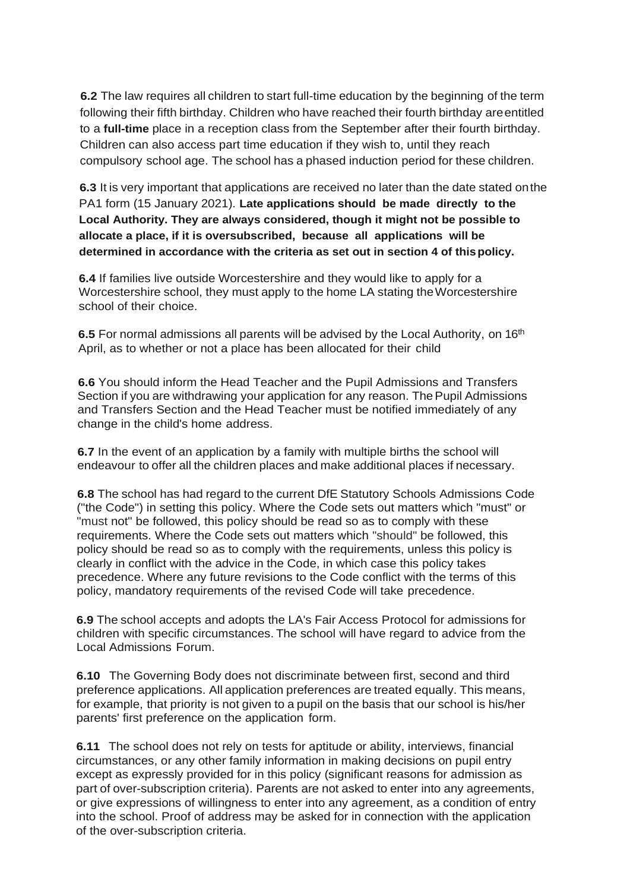**6.2** The law requires all children to start full-time education by the beginning of the term following their fifth birthday. Children who have reached their fourth birthday are entitled to a **full-time** place in a reception class from the September after their fourth birthday. Children can also access part time education if they wish to, until they reach compulsory school age. The school has a phased induction period for these children.

**6.3** It is very important that applications are received no later than the date stated on the PA1 form (15 January 2021). **Late applications should be made directly to the Local Authority. They are always considered, though it might not be possible to allocate a place, if it is oversubscribed, because all applications will be determined in accordance with the criteria as set out in section 4 of this policy.**

**6.4** If families live outside Worcestershire and they would like to apply for a Worcestershire school, they must apply to the home LA stating the Worcestershire school of their choice.

**6.5** For normal admissions all parents will be advised by the Local Authority, on 16th April, as to whether or not a place has been allocated for their child

**6.6** You should inform the Head Teacher and the Pupil Admissions and Transfers Section if you are withdrawing your application for any reason. The Pupil Admissions and Transfers Section and the Head Teacher must be notified immediately of any change in the child's home address.

**6.7** In the event of an application by a family with multiple births the school will endeavour to offer all the children places and make additional places if necessary.

**6.8** The school has had regard to the current DfE Statutory Schools Admissions Code ("the Code") in setting this policy. Where the Code sets out matters which "must" or "must not" be followed, this policy should be read so as to comply with these requirements. Where the Code sets out matters which "should" be followed, this policy should be read so as to comply with the requirements, unless this policy is clearly in conflict with the advice in the Code, in which case this policy takes precedence. Where any future revisions to the Code conflict with the terms of this policy, mandatory requirements of the revised Code will take precedence.

**6.9** The school accepts and adopts the LA's Fair Access Protocol for admissions for children with specific circumstances. The school will have regard to advice from the Local Admissions Forum.

**6.10** The Governing Body does not discriminate between first, second and third preference applications. All application preferences are treated equally. This means, for example, that priority is not given to a pupil on the basis that our school is his/her parents' first preference on the application form.

**6.11** The school does not rely on tests for aptitude or ability, interviews, financial circumstances, or any other family information in making decisions on pupil entry except as expressly provided for in this policy (significant reasons for admission as part of over-subscription criteria). Parents are not asked to enter into any agreements, or give expressions of willingness to enter into any agreement, as a condition of entry into the school. Proof of address may be asked for in connection with the application of the over-subscription criteria.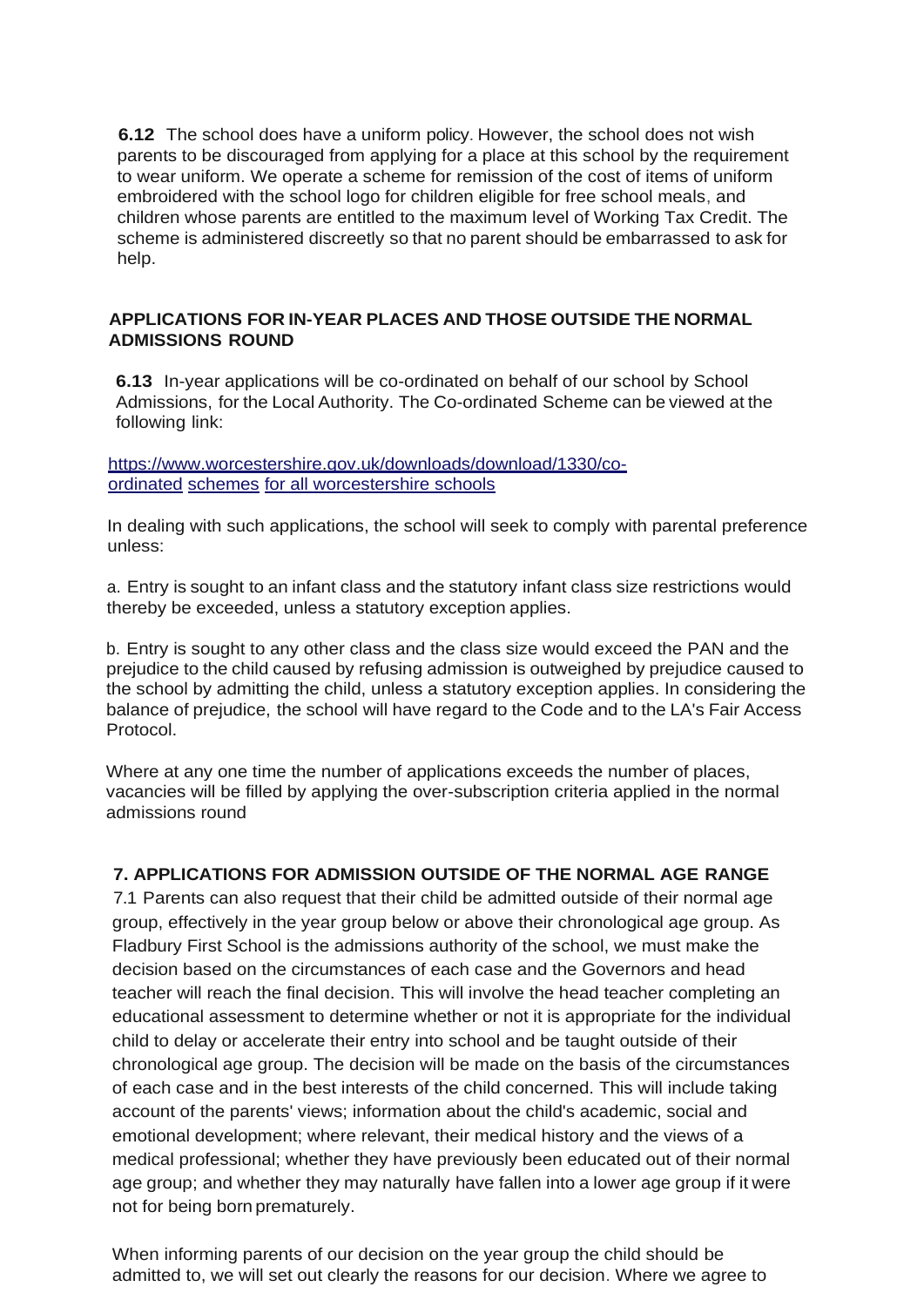**6.12** The school does have a uniform policy. However, the school does not wish parents to be discouraged from applying for a place at this school by the requirement to wear uniform. We operate a scheme for remission of the cost of items of uniform embroidered with the school logo for children eligible for free school meals, and children whose parents are entitled to the maximum level of Working Tax Credit. The scheme is administered discreetly so that no parent should be embarrassed to ask for help.

## APPLICATIONS FOR IN-YEAR PLACES AND THOSE OUTSIDE THE NORMAL ADMISSIONS ROUND

**6.13** In-year applications will be co-ordinated on behalf of our school by School Admissions, for the Local Authority. The Co-ordinated Scheme can be viewed at the following link:

[https://www.worcestershire.gov.uk/downloads/download/1330/co-ordinated schemes for all worcestershire schools](https://www.worcestershire.gov.uk/downloads/download/1330/co-ordinated)

In dealing with such applications, the school will seek to comply with parental preference unless:

a. Entry is sought to an infant class and the statutory infant class size restrictions would thereby be exceeded, unless a statutory exception applies.

b. Entry is sought to any other class and the class size would exceed the PAN and the prejudice to the child caused by refusing admission is outweighed by prejudice caused to the school by admitting the child, unless a statutory exception applies. In considering the balance of prejudice, the school will have regard to the Code and to the LA's Fair Access Protocol.

Where at any one time the number of applications exceeds the number of places, vacancies will be filled by applying the over-subscription criteria applied in the normal admissions round

## 7. APPLICATIONS FOR ADMISSION OUTSIDE OF THE NORMAL AGE RANGE

7.1 Parents can also request that their child be admitted outside of their normal age group, effectively in the year group below or above their chronological age group. As Fladbury First School is the admissions authority of the school, we must make the decision based on the circumstances of each case and the Governors and head teacher will reach the final decision. This will involve the head teacher completing an educational assessment to determine whether or not it is appropriate for the individual child to delay or accelerate their entry into school and be taught outside of their chronological age group. The decision will be made on the basis of the circumstances of each case and in the best interests of the child concerned. This will include taking account of the parents' views; information about the child's academic, social and emotional development; where relevant, their medical history and the views of a medical professional; whether they have previously been educated out of their normal age group; and whether they may naturally have fallen into a lower age group if it were not for being born prematurely.

When informing parents of our decision on the year group the child should be admitted to, we will set out clearly the reasons for our decision. Where we agree to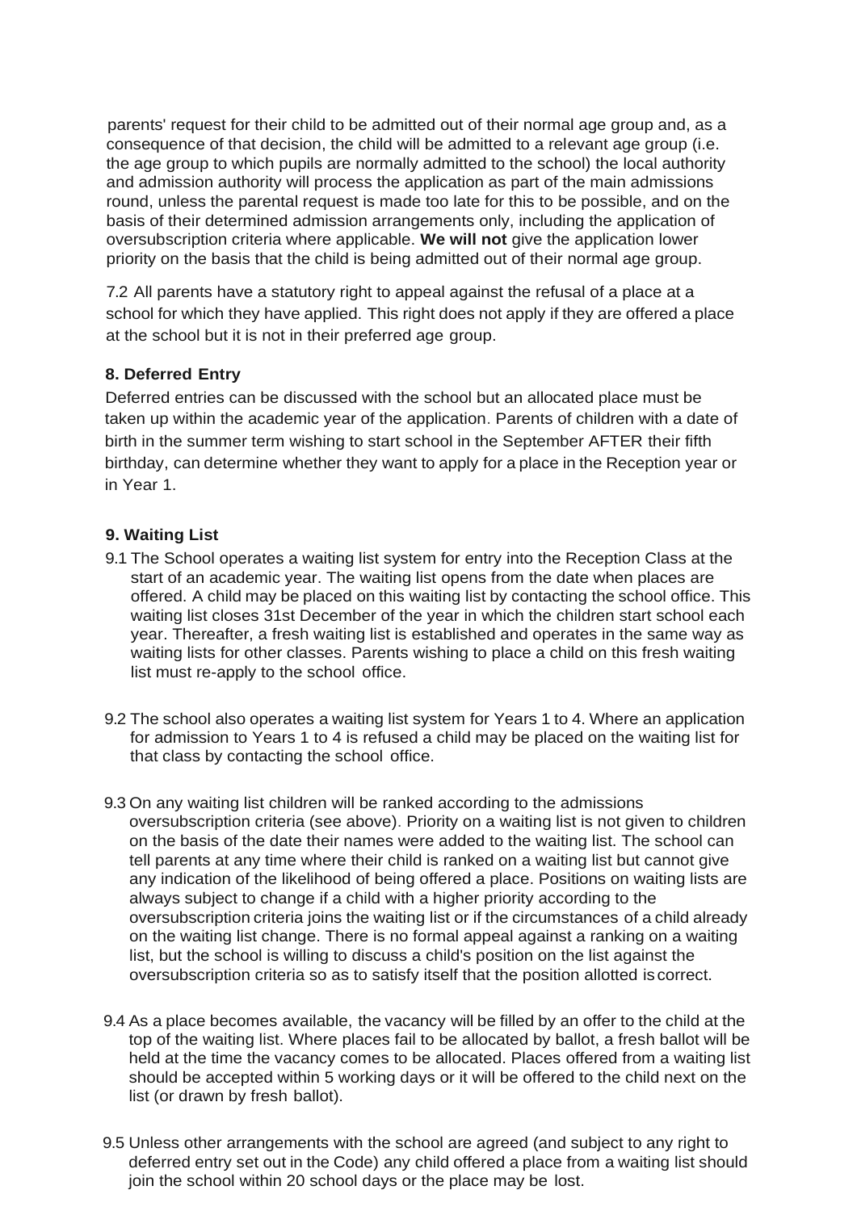parents' request for their child to be admitted out of their normal age group and, as a consequence of that decision, the child will be admitted to a relevant age group (i.e. the age group to which pupils are normally admitted to the school) the local authority and admission authority will process the application as part of the main admissions round, unless the parental request is made too late for this to be possible, and on the basis of their determined admission arrangements only, including the application of oversubscription criteria where applicable. **We will not** give the application lower priority on the basis that the child is being admitted out of their normal age group.

7.2 All parents have a statutory right to appeal against the refusal of a place at a school for which they have applied. This right does not apply if they are offered a place at the school but it is not in their preferred age group.

### 8. Deferred Entry

Deferred entries can be discussed with the school but an allocated place must be taken up within the academic year of the application. Parents of children with a date of birth in the summer term wishing to start school in the September AFTER their fifth birthday, can determine whether they want to apply for a place in the Reception year or in Year 1.

### 9. Waiting List

9.1 The School operates a waiting list system for entry into the Reception Class at the start of an academic year. The waiting list opens from the date when places are offered. A child may be placed on this waiting list by contacting the school office. This waiting list closes 31st December of the year in which the children start school each year. Thereafter, a fresh waiting list is established and operates in the same way as waiting lists for other classes. Parents wishing to place a child on this fresh waiting list must re-apply to the school office.

9.2 The school also operates a waiting list system for Years 1 to 4. Where an application for admission to Years 1 to 4 is refused a child may be placed on the waiting list for that class by contacting the school office.

9.3 On any waiting list children will be ranked according to the admissions oversubscription criteria (see above). Priority on a waiting list is not given to children on the basis of the date their names were added to the waiting list. The school can tell parents at any time where their child is ranked on a waiting list but cannot give any indication of the likelihood of being offered a place. Positions on waiting lists are always subject to change if a child with a higher priority according to the oversubscription criteria joins the waiting list or if the circumstances of a child already on the waiting list change. There is no formal appeal against a ranking on a waiting list, but the school is willing to discuss a child's position on the list against the oversubscription criteria so as to satisfy itself that the position allotted is correct.

9.4 As a place becomes available, the vacancy will be filled by an offer to the child at the top of the waiting list. Where places fail to be allocated by ballot, a fresh ballot will be held at the time the vacancy comes to be allocated. Places offered from a waiting list should be accepted within 5 working days or it will be offered to the child next on the list (or drawn by fresh ballot).

9.5 Unless other arrangements with the school are agreed (and subject to any right to deferred entry set out in the Code) any child offered a place from a waiting list should join the school within 20 school days or the place may be lost.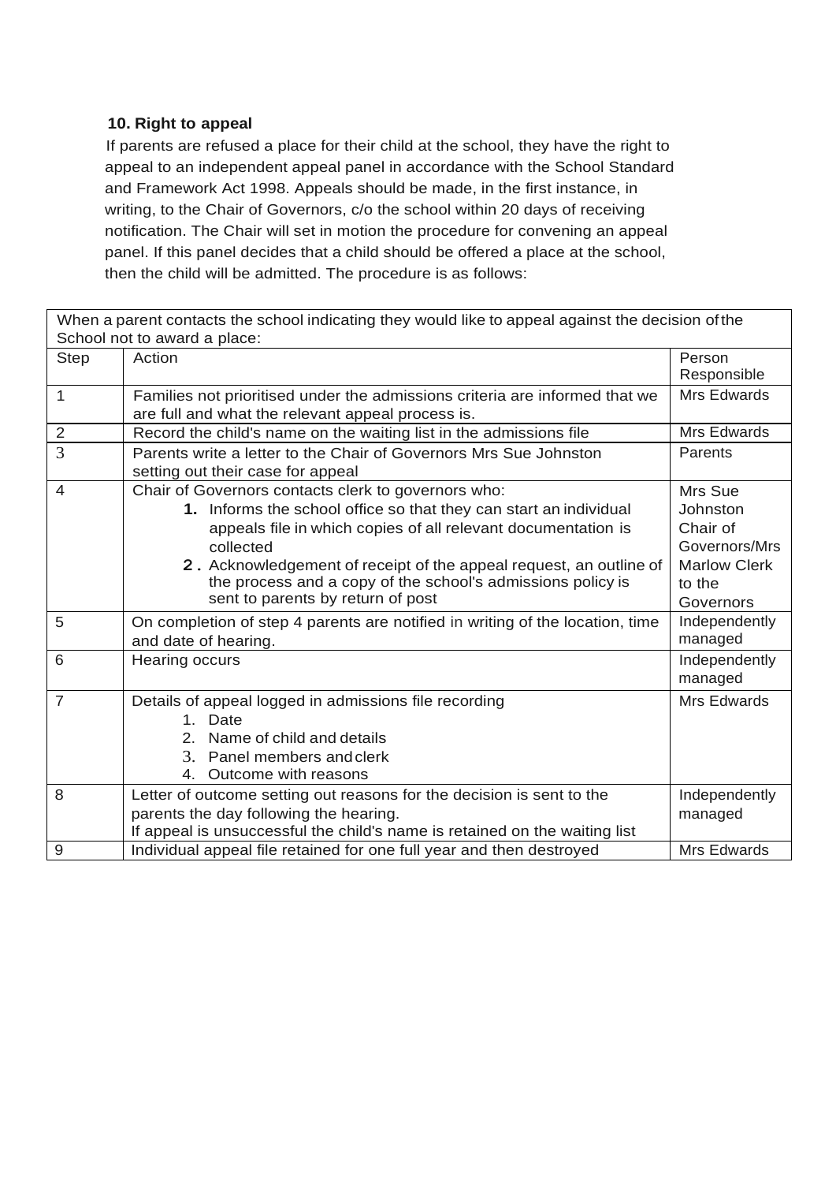**10. Right to appeal**

If parents are refused a place for their child at the school, they have the right to appeal to an independent appeal panel in accordance with the School Standard and Framework Act 1998. Appeals should be made, in the first instance, in writing, to the Chair of Governors, c/o the school within 20 days of receiving notification. The Chair will set in motion the procedure for convening an appeal panel. If this panel decides that a child should be offered a place at the school, then the child will be admitted. The procedure is as follows:

| When a parent contacts the school indicating they would like to appeal against the decision of the School not to award a place: | | |
|---|---|---|
| Step | Action | Person Responsible |
| 1 | Families not prioritised under the admissions criteria are informed that we are full and what the relevant appeal process is. | Mrs Edwards |
| 2 | Record the child's name on the waiting list in the admissions file | Mrs Edwards |
| 3 | Parents write a letter to the Chair of Governors Mrs Sue Johnston setting out their case for appeal | Parents |
| 4 | Chair of Governors contacts clerk to governors who: <br> **1.** Informs the school office so that they can start an individual appeals file in which copies of all relevant documentation is collected <br> **2.** Acknowledgement of receipt of the appeal request, an outline of the process and a copy of the school's admissions policy is sent to parents by return of post | Mrs Sue Johnston Chair of Governors/Mrs Marlow Clerk to the Governors |
| 5 | On completion of step 4 parents are notified in writing of the location, time and date of hearing. | Independently managed |
| 6 | Hearing occurs | Independently managed |
| 7 | Details of appeal logged in admissions file recording <br> 1. Date <br> 2. Name of child and details <br> 3. Panel members and clerk <br> 4. Outcome with reasons | Mrs Edwards |
| 8 | Letter of outcome setting out reasons for the decision is sent to the parents the day following the hearing. <br> If appeal is unsuccessful the child's name is retained on the waiting list | Independently managed |
| 9 | Individual appeal file retained for one full year and then destroyed | Mrs Edwards |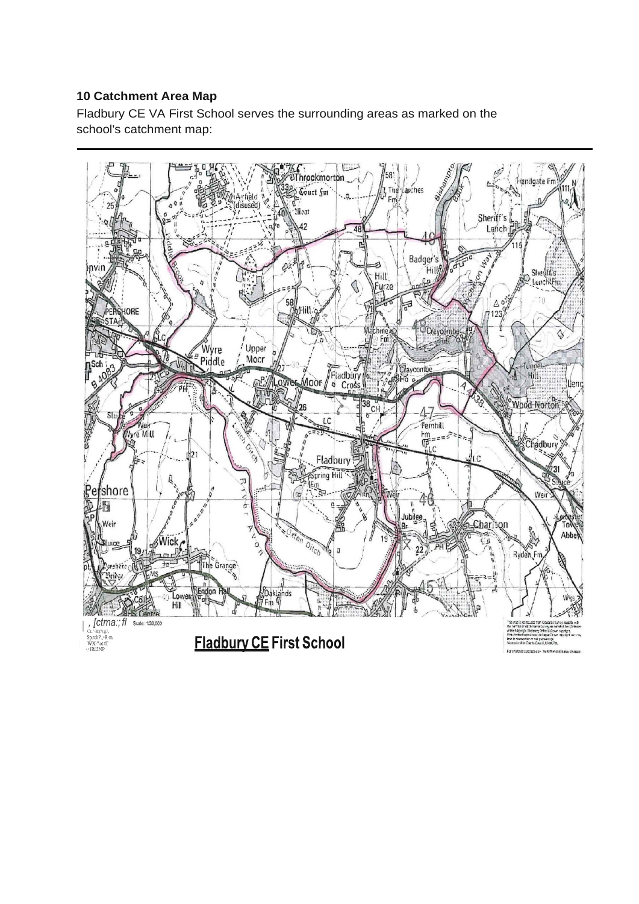**10 Catchment Area Map**

Fladbury CE VA First School serves the surrounding areas as marked on the school's catchment map:

**Fladbury CE First School**